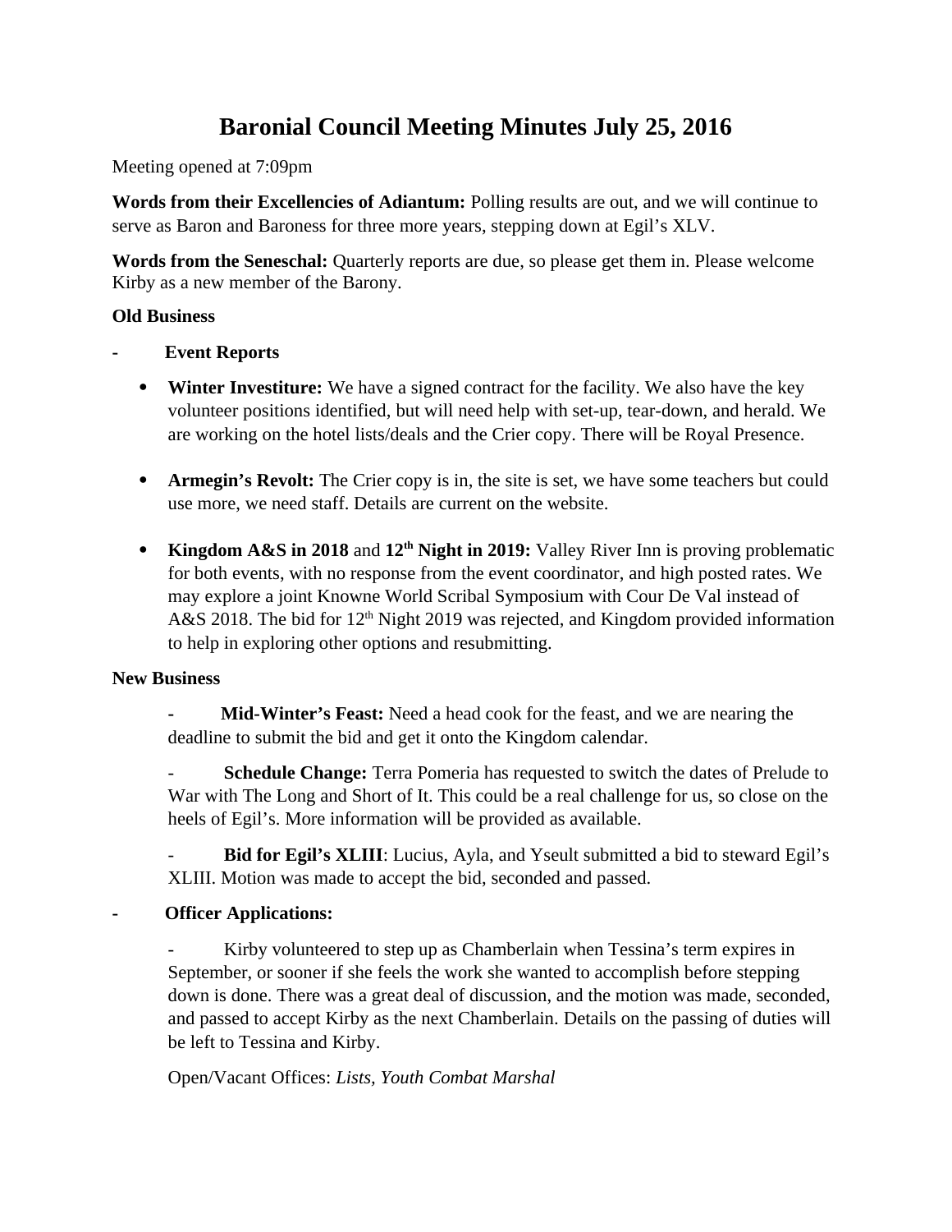# Baronial Council Meeting Minutes July 25, 2016

Meeting opened at 7:09pm

**Words from their Excellencies of Adiantum:** Polling results are out, and we will continue to serve as Baron and Baroness for three more years, stepping down at Egil's XLV.

**Words from the Seneschal:** Quarterly reports are due, so please get them in. Please welcome Kirby as a new member of the Barony.

**Old Business**

- **Event Reports**

  - **Winter Investiture:** We have a signed contract for the facility. We also have the key volunteer positions identified, but will need help with set-up, tear-down, and herald. We are working on the hotel lists/deals and the Crier copy. There will be Royal Presence.

  - **Armegin's Revolt:** The Crier copy is in, the site is set, we have some teachers but could use more, we need staff. Details are current on the website.

  - **Kingdom A&S in 2018** and **12th Night in 2019:** Valley River Inn is proving problematic for both events, with no response from the event coordinator, and high posted rates. We may explore a joint Knowne World Scribal Symposium with Cour De Val instead of A&S 2018. The bid for 12th Night 2019 was rejected, and Kingdom provided information to help in exploring other options and resubmitting.

**New Business**

- **Mid-Winter's Feast:** Need a head cook for the feast, and we are nearing the deadline to submit the bid and get it onto the Kingdom calendar.

- **Schedule Change:** Terra Pomeria has requested to switch the dates of Prelude to War with The Long and Short of It. This could be a real challenge for us, so close on the heels of Egil's. More information will be provided as available.

- **Bid for Egil's XLIII**: Lucius, Ayla, and Yseult submitted a bid to steward Egil's XLIII. Motion was made to accept the bid, seconded and passed.

- **Officer Applications:**

  - Kirby volunteered to step up as Chamberlain when Tessina's term expires in September, or sooner if she feels the work she wanted to accomplish before stepping down is done. There was a great deal of discussion, and the motion was made, seconded, and passed to accept Kirby as the next Chamberlain. Details on the passing of duties will be left to Tessina and Kirby.

  Open/Vacant Offices: *Lists, Youth Combat Marshal*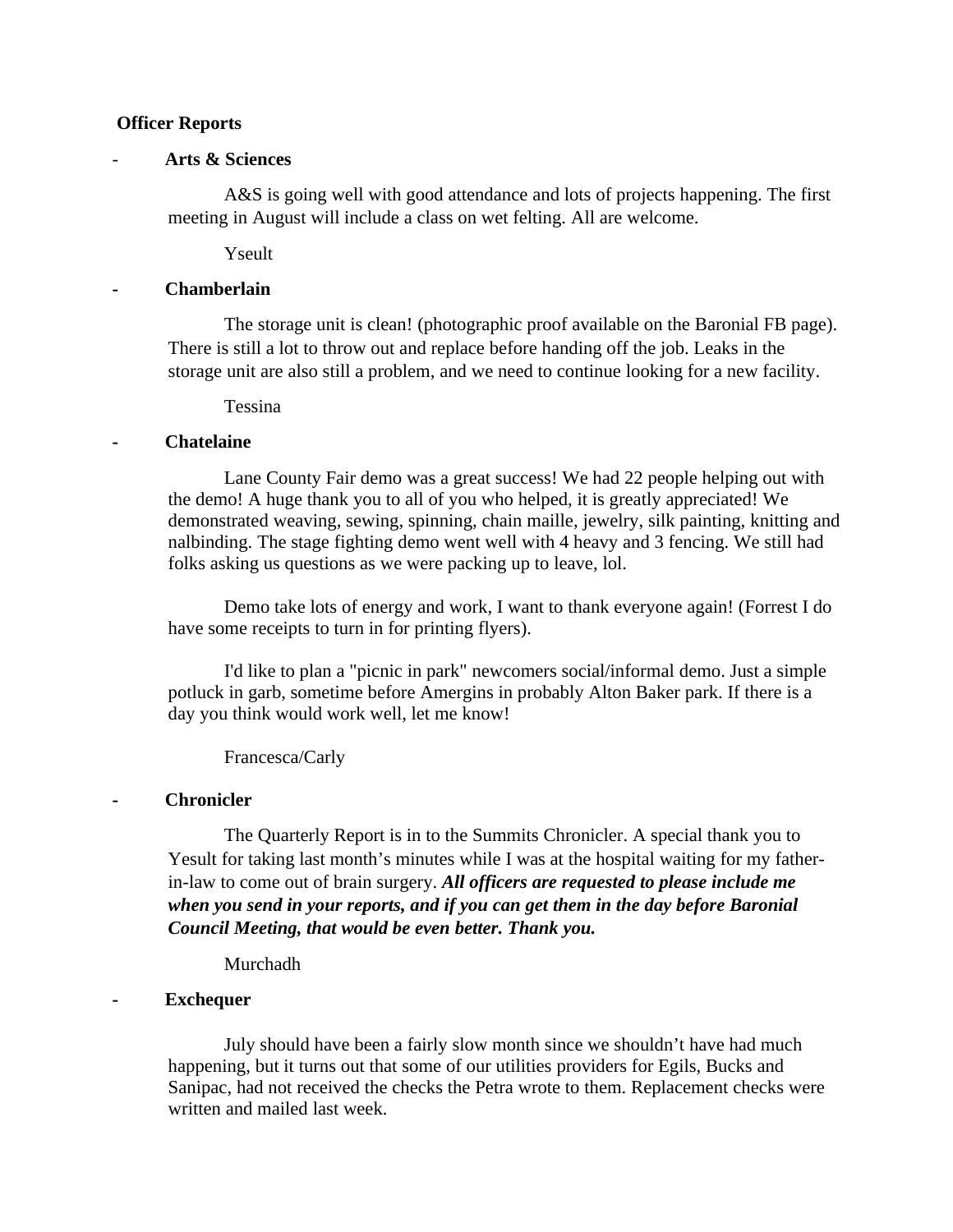**Officer Reports**

- **Arts & Sciences**

  A&S is going well with good attendance and lots of projects happening. The first meeting in August will include a class on wet felting. All are welcome.

  Yseult

- **Chamberlain**

  The storage unit is clean! (photographic proof available on the Baronial FB page). There is still a lot to throw out and replace before handing off the job. Leaks in the storage unit are also still a problem, and we need to continue looking for a new facility.

  Tessina

- **Chatelaine**

  Lane County Fair demo was a great success! We had 22 people helping out with the demo! A huge thank you to all of you who helped, it is greatly appreciated! We demonstrated weaving, sewing, spinning, chain maille, jewelry, silk painting, knitting and nalbinding. The stage fighting demo went well with 4 heavy and 3 fencing. We still had folks asking us questions as we were packing up to leave, lol.

  Demo take lots of energy and work, I want to thank everyone again! (Forrest I do have some receipts to turn in for printing flyers).

  I'd like to plan a "picnic in park" newcomers social/informal demo. Just a simple potluck in garb, sometime before Amergins in probably Alton Baker park. If there is a day you think would work well, let me know!

  Francesca/Carly

- **Chronicler**

  The Quarterly Report is in to the Summits Chronicler. A special thank you to Yesult for taking last month's minutes while I was at the hospital waiting for my father-in-law to come out of brain surgery. ***All officers are requested to please include me when you send in your reports, and if you can get them in the day before Baronial Council Meeting, that would be even better. Thank you.***

  Murchadh

- **Exchequer**

  July should have been a fairly slow month since we shouldn't have had much happening, but it turns out that some of our utilities providers for Egils, Bucks and Sanipac, had not received the checks the Petra wrote to them. Replacement checks were written and mailed last week.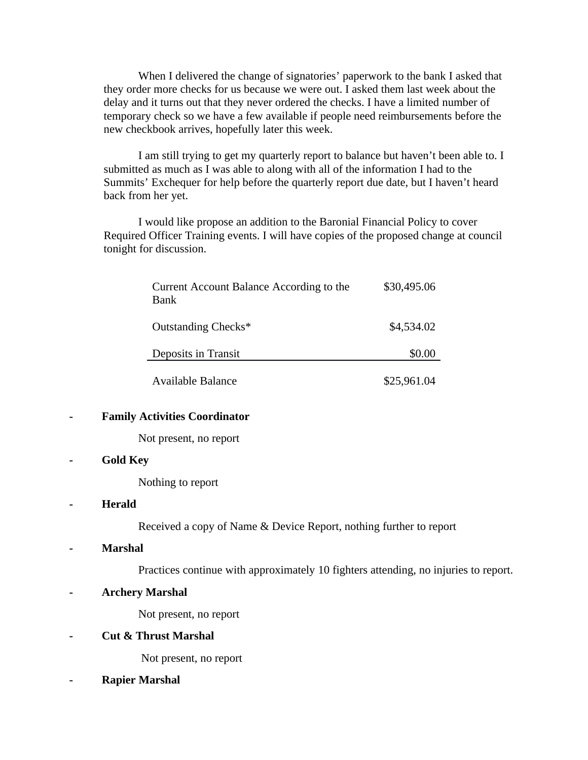When I delivered the change of signatories' paperwork to the bank I asked that they order more checks for us because we were out. I asked them last week about the delay and it turns out that they never ordered the checks. I have a limited number of temporary check so we have a few available if people need reimbursements before the new checkbook arrives, hopefully later this week.

I am still trying to get my quarterly report to balance but haven't been able to. I submitted as much as I was able to along with all of the information I had to the Summits' Exchequer for help before the quarterly report due date, but I haven't heard back from her yet.

I would like propose an addition to the Baronial Financial Policy to cover Required Officer Training events. I will have copies of the proposed change at council tonight for discussion.

| | |
|---|---:|
| Current Account Balance According to the Bank | $30,495.06 |
| Outstanding Checks* | $4,534.02 |
| Deposits in Transit | $0.00 |
| Available Balance | $25,961.04 |

- **Family Activities Coordinator**

    Not present, no report

- **Gold Key**

    Nothing to report

- **Herald**

    Received a copy of Name & Device Report, nothing further to report

- **Marshal**

    Practices continue with approximately 10 fighters attending, no injuries to report.

- **Archery Marshal**

    Not present, no report

- **Cut & Thrust Marshal**

    Not present, no report

- **Rapier Marshal**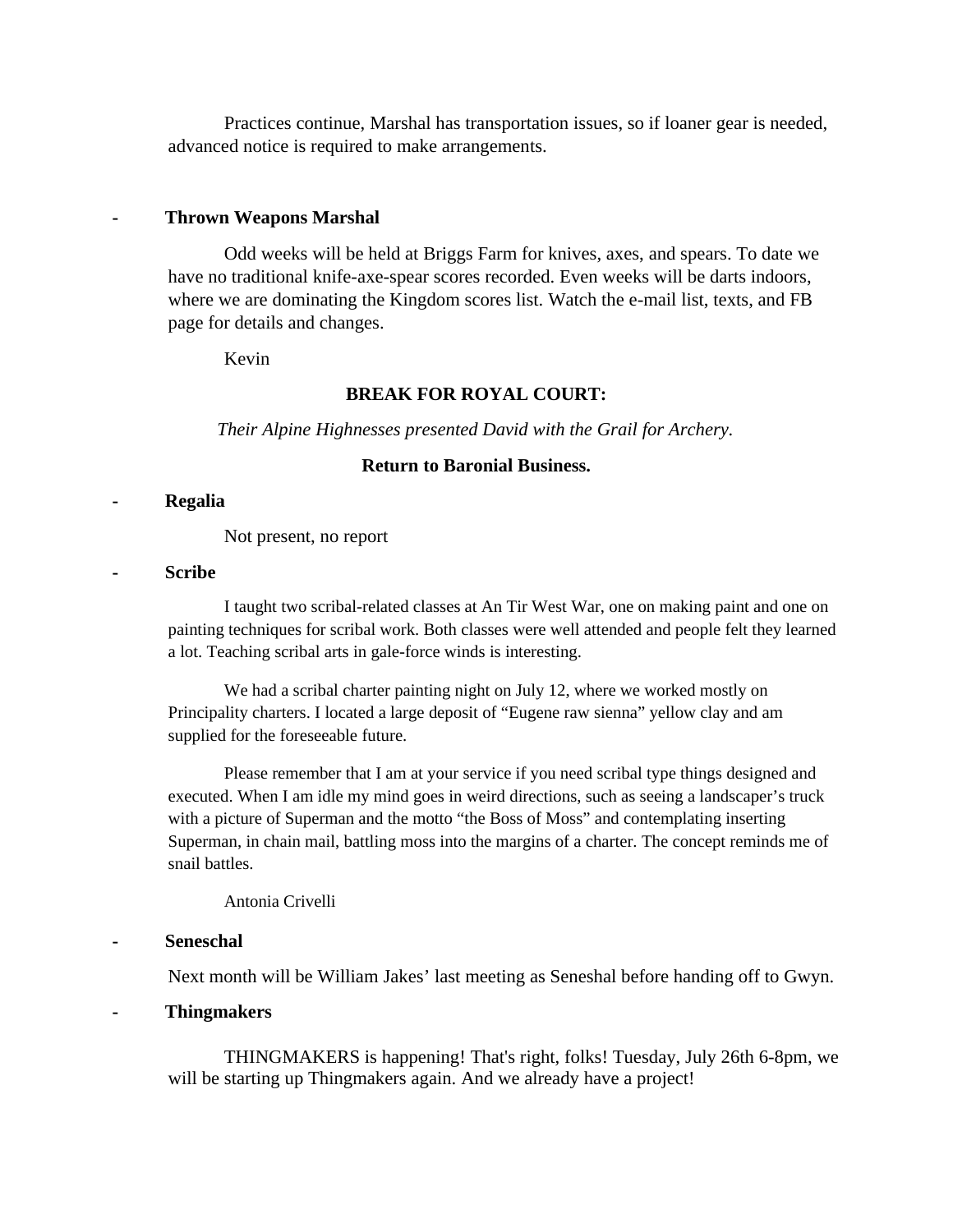Practices continue, Marshal has transportation issues, so if loaner gear is needed, advanced notice is required to make arrangements.

- **Thrown Weapons Marshal**

  Odd weeks will be held at Briggs Farm for knives, axes, and spears. To date we have no traditional knife-axe-spear scores recorded. Even weeks will be darts indoors, where we are dominating the Kingdom scores list. Watch the e-mail list, texts, and FB page for details and changes.

  Kevin

**BREAK FOR ROYAL COURT:**

*Their Alpine Highnesses presented David with the Grail for Archery.*

**Return to Baronial Business.**

- **Regalia**

  Not present, no report

- **Scribe**

  I taught two scribal-related classes at An Tir West War, one on making paint and one on painting techniques for scribal work. Both classes were well attended and people felt they learned a lot. Teaching scribal arts in gale-force winds is interesting.

  We had a scribal charter painting night on July 12, where we worked mostly on Principality charters. I located a large deposit of "Eugene raw sienna" yellow clay and am supplied for the foreseeable future.

  Please remember that I am at your service if you need scribal type things designed and executed. When I am idle my mind goes in weird directions, such as seeing a landscaper's truck with a picture of Superman and the motto "the Boss of Moss" and contemplating inserting Superman, in chain mail, battling moss into the margins of a charter. The concept reminds me of snail battles.

  Antonia Crivelli

- **Seneschal**

  Next month will be William Jakes' last meeting as Seneshal before handing off to Gwyn.

- **Thingmakers**

  THINGMAKERS is happening! That's right, folks! Tuesday, July 26th 6-8pm, we will be starting up Thingmakers again. And we already have a project!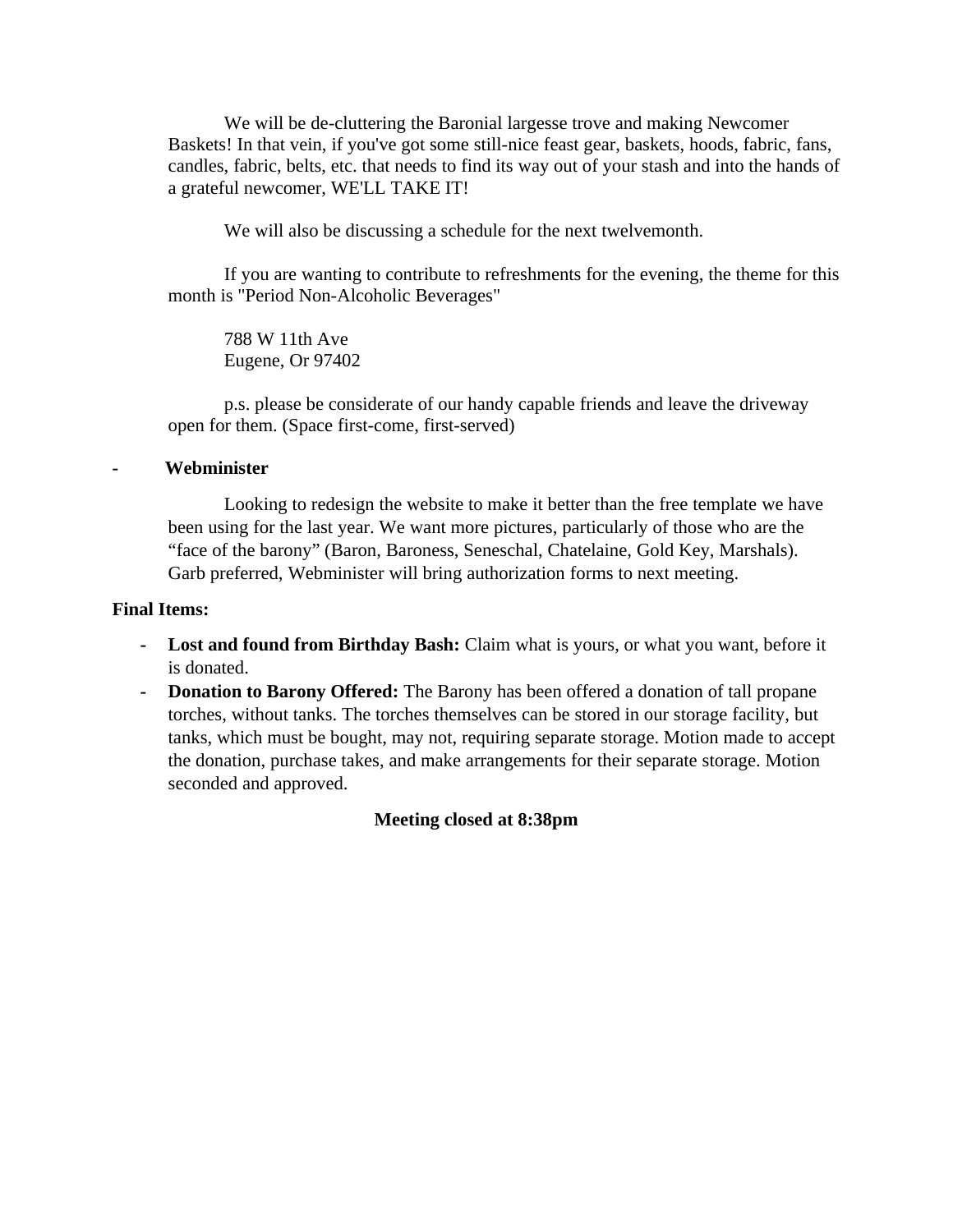We will be de-cluttering the Baronial largesse trove and making Newcomer Baskets! In that vein, if you've got some still-nice feast gear, baskets, hoods, fabric, fans, candles, fabric, belts, etc. that needs to find its way out of your stash and into the hands of a grateful newcomer, WE'LL TAKE IT!

We will also be discussing a schedule for the next twelvemonth.

If you are wanting to contribute to refreshments for the evening, the theme for this month is "Period Non-Alcoholic Beverages"

788 W 11th Ave
Eugene, Or 97402

p.s. please be considerate of our handy capable friends and leave the driveway open for them. (Space first-come, first-served)

- **Webminister**

  Looking to redesign the website to make it better than the free template we have been using for the last year. We want more pictures, particularly of those who are the "face of the barony" (Baron, Baroness, Seneschal, Chatelaine, Gold Key, Marshals). Garb preferred, Webminister will bring authorization forms to next meeting.

**Final Items:**

- **Lost and found from Birthday Bash:** Claim what is yours, or what you want, before it is donated.
- **Donation to Barony Offered:** The Barony has been offered a donation of tall propane torches, without tanks. The torches themselves can be stored in our storage facility, but tanks, which must be bought, may not, requiring separate storage. Motion made to accept the donation, purchase takes, and make arrangements for their separate storage. Motion seconded and approved.

**Meeting closed at 8:38pm**